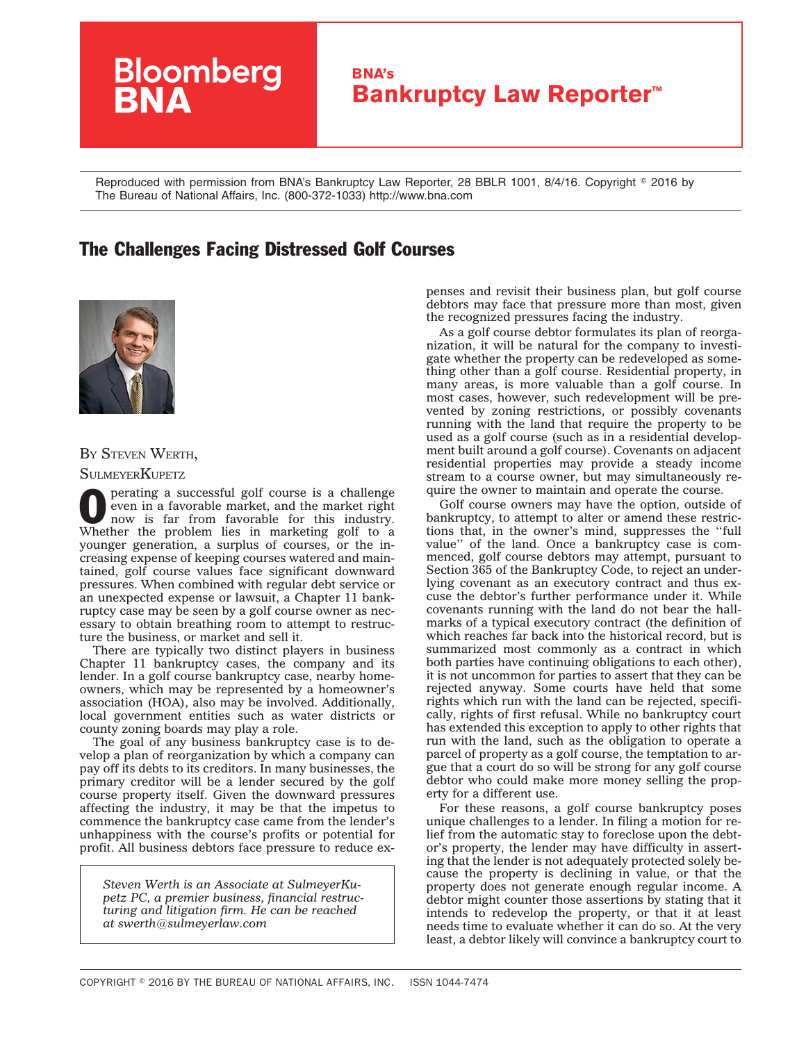Reproduced with permission from BNA's Bankruptcy Law Reporter, 28 BBLR 1001, 8/4/16. Copyright © 2016 by The Bureau of National Affairs, Inc. (800-372-1033) http://www.bna.com

# The Challenges Facing Distressed Golf Courses

By Steven Werth, SulmeyerKupetz

Operating a successful golf course is a challenge even in a favorable market, and the market right now is far from favorable for this industry. Whether the problem lies in marketing golf to a younger generation, a surplus of courses, or the increasing expense of keeping courses watered and maintained, golf course values face significant downward pressures. When combined with regular debt service or an unexpected expense or lawsuit, a Chapter 11 bankruptcy case may be seen by a golf course owner as necessary to obtain breathing room to attempt to restructure the business, or market and sell it.

There are typically two distinct players in business Chapter 11 bankruptcy cases, the company and its lender. In a golf course bankruptcy case, nearby homeowners, which may be represented by a homeowner's association (HOA), also may be involved. Additionally, local government entities such as water districts or county zoning boards may play a role.

The goal of any business bankruptcy case is to develop a plan of reorganization by which a company can pay off its debts to its creditors. In many businesses, the primary creditor will be a lender secured by the golf course property itself. Given the downward pressures affecting the industry, it may be that the impetus to commence the bankruptcy case came from the lender's unhappiness with the course's profits or potential for profit. All business debtors face pressure to reduce expenses and revisit their business plan, but golf course debtors may face that pressure more than most, given the recognized pressures facing the industry.

*Steven Werth is an Associate at SulmeyerKupetz PC, a premier business, financial restructuring and litigation firm. He can be reached at swerth@sulmeyerlaw.com*

As a golf course debtor formulates its plan of reorganization, it will be natural for the company to investigate whether the property can be redeveloped as something other than a golf course. Residential property, in many areas, is more valuable than a golf course. In most cases, however, such redevelopment will be prevented by zoning restrictions, or possibly covenants running with the land that require the property to be used as a golf course (such as in a residential development built around a golf course). Covenants on adjacent residential properties may provide a steady income stream to a course owner, but may simultaneously require the owner to maintain and operate the course.

Golf course owners may have the option, outside of bankruptcy, to attempt to alter or amend these restrictions that, in the owner's mind, suppresses the ''full value'' of the land. Once a bankruptcy case is commenced, golf course debtors may attempt, pursuant to Section 365 of the Bankruptcy Code, to reject an underlying covenant as an executory contract and thus excuse the debtor's further performance under it. While covenants running with the land do not bear the hallmarks of a typical executory contract (the definition of which reaches far back into the historical record, but is summarized most commonly as a contract in which both parties have continuing obligations to each other), it is not uncommon for parties to assert that they can be rejected anyway. Some courts have held that some rights which run with the land can be rejected, specifically, rights of first refusal. While no bankruptcy court has extended this exception to apply to other rights that run with the land, such as the obligation to operate a parcel of property as a golf course, the temptation to argue that a court do so will be strong for any golf course debtor who could make more money selling the property for a different use.

For these reasons, a golf course bankruptcy poses unique challenges to a lender. In filing a motion for relief from the automatic stay to foreclose upon the debtor's property, the lender may have difficulty in asserting that the lender is not adequately protected solely because the property is declining in value, or that the property does not generate enough regular income. A debtor might counter those assertions by stating that it intends to redevelop the property, or that it at least needs time to evaluate whether it can do so. At the very least, a debtor likely will convince a bankruptcy court to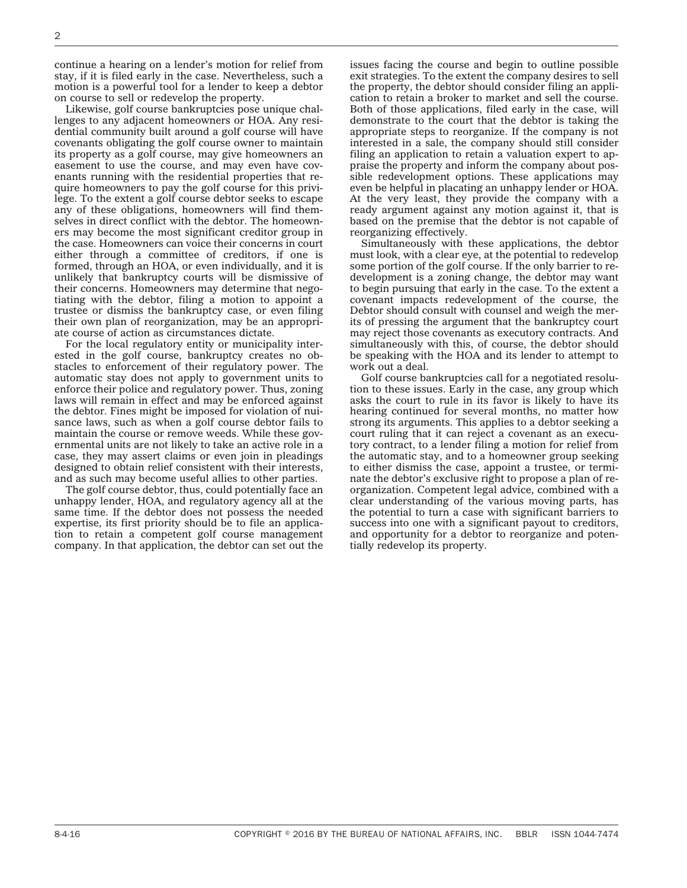continue a hearing on a lender's motion for relief from stay, if it is filed early in the case. Nevertheless, such a motion is a powerful tool for a lender to keep a debtor on course to sell or redevelop the property.

Likewise, golf course bankruptcies pose unique challenges to any adjacent homeowners or HOA. Any residential community built around a golf course will have covenants obligating the golf course owner to maintain its property as a golf course, may give homeowners an easement to use the course, and may even have covenants running with the residential properties that require homeowners to pay the golf course for this privilege. To the extent a golf course debtor seeks to escape any of these obligations, homeowners will find themselves in direct conflict with the debtor. The homeowners may become the most significant creditor group in the case. Homeowners can voice their concerns in court either through a committee of creditors, if one is formed, through an HOA, or even individually, and it is unlikely that bankruptcy courts will be dismissive of their concerns. Homeowners may determine that negotiating with the debtor, filing a motion to appoint a trustee or dismiss the bankruptcy case, or even filing their own plan of reorganization, may be an appropriate course of action as circumstances dictate.

For the local regulatory entity or municipality interested in the golf course, bankruptcy creates no obstacles to enforcement of their regulatory power. The automatic stay does not apply to government units to enforce their police and regulatory power. Thus, zoning laws will remain in effect and may be enforced against the debtor. Fines might be imposed for violation of nuisance laws, such as when a golf course debtor fails to maintain the course or remove weeds. While these governmental units are not likely to take an active role in a case, they may assert claims or even join in pleadings designed to obtain relief consistent with their interests, and as such may become useful allies to other parties.

The golf course debtor, thus, could potentially face an unhappy lender, HOA, and regulatory agency all at the same time. If the debtor does not possess the needed expertise, its first priority should be to file an application to retain a competent golf course management company. In that application, the debtor can set out the issues facing the course and begin to outline possible exit strategies. To the extent the company desires to sell the property, the debtor should consider filing an application to retain a broker to market and sell the course. Both of those applications, filed early in the case, will demonstrate to the court that the debtor is taking the appropriate steps to reorganize. If the company is not interested in a sale, the company should still consider filing an application to retain a valuation expert to appraise the property and inform the company about possible redevelopment options. These applications may even be helpful in placating an unhappy lender or HOA. At the very least, they provide the company with a ready argument against any motion against it, that is based on the premise that the debtor is not capable of reorganizing effectively.

Simultaneously with these applications, the debtor must look, with a clear eye, at the potential to redevelop some portion of the golf course. If the only barrier to redevelopment is a zoning change, the debtor may want to begin pursuing that early in the case. To the extent a covenant impacts redevelopment of the course, the Debtor should consult with counsel and weigh the merits of pressing the argument that the bankruptcy court may reject those covenants as executory contracts. And simultaneously with this, of course, the debtor should be speaking with the HOA and its lender to attempt to work out a deal.

Golf course bankruptcies call for a negotiated resolution to these issues. Early in the case, any group which asks the court to rule in its favor is likely to have its hearing continued for several months, no matter how strong its arguments. This applies to a debtor seeking a court ruling that it can reject a covenant as an executory contract, to a lender filing a motion for relief from the automatic stay, and to a homeowner group seeking to either dismiss the case, appoint a trustee, or terminate the debtor's exclusive right to propose a plan of reorganization. Competent legal advice, combined with a clear understanding of the various moving parts, has the potential to turn a case with significant barriers to success into one with a significant payout to creditors, and opportunity for a debtor to reorganize and potentially redevelop its property.